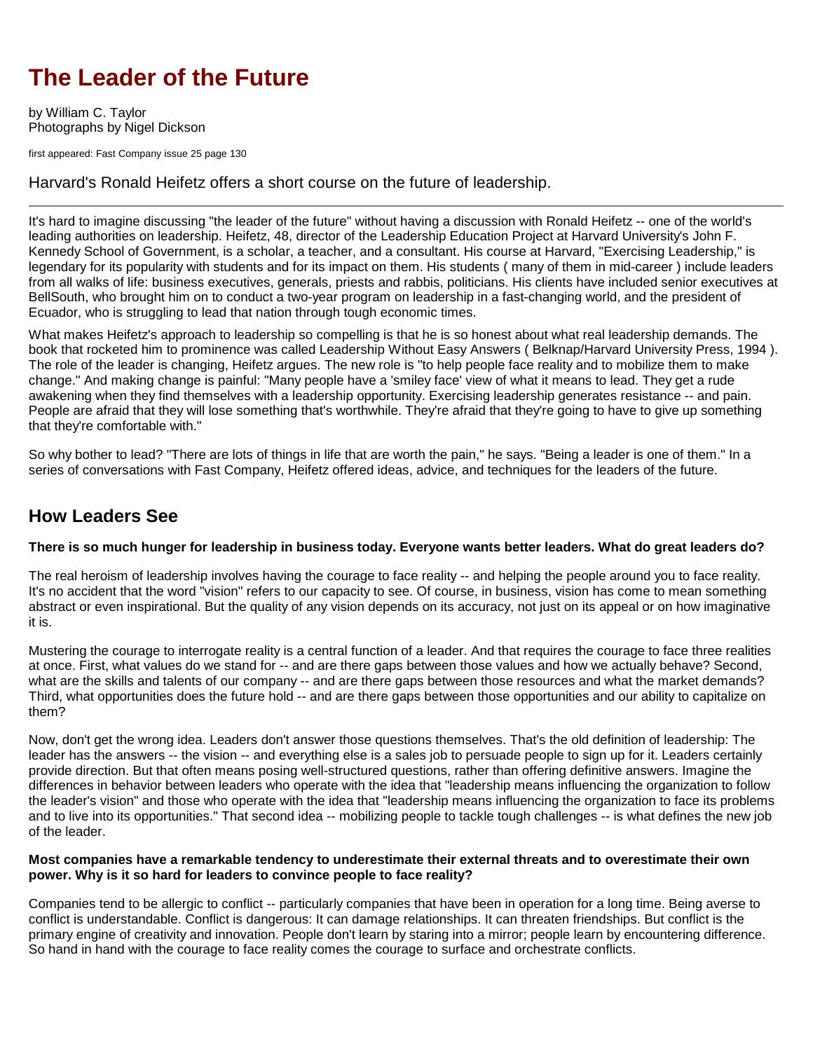# The Leader of the Future

by William C. Taylor
Photographs by Nigel Dickson

first appeared: Fast Company issue 25 page 130

Harvard's Ronald Heifetz offers a short course on the future of leadership.

---

It's hard to imagine discussing "the leader of the future" without having a discussion with Ronald Heifetz -- one of the world's leading authorities on leadership. Heifetz, 48, director of the Leadership Education Project at Harvard University's John F. Kennedy School of Government, is a scholar, a teacher, and a consultant. His course at Harvard, "Exercising Leadership," is legendary for its popularity with students and for its impact on them. His students ( many of them in mid-career ) include leaders from all walks of life: business executives, generals, priests and rabbis, politicians. His clients have included senior executives at BellSouth, who brought him on to conduct a two-year program on leadership in a fast-changing world, and the president of Ecuador, who is struggling to lead that nation through tough economic times.

What makes Heifetz's approach to leadership so compelling is that he is so honest about what real leadership demands. The book that rocketed him to prominence was called Leadership Without Easy Answers ( Belknap/Harvard University Press, 1994 ). The role of the leader is changing, Heifetz argues. The new role is "to help people face reality and to mobilize them to make change." And making change is painful: "Many people have a 'smiley face' view of what it means to lead. They get a rude awakening when they find themselves with a leadership opportunity. Exercising leadership generates resistance -- and pain. People are afraid that they will lose something that's worthwhile. They're afraid that they're going to have to give up something that they're comfortable with."

So why bother to lead? "There are lots of things in life that are worth the pain," he says. "Being a leader is one of them." In a series of conversations with Fast Company, Heifetz offered ideas, advice, and techniques for the leaders of the future.

## How Leaders See

**There is so much hunger for leadership in business today. Everyone wants better leaders. What do great leaders do?**

The real heroism of leadership involves having the courage to face reality -- and helping the people around you to face reality. It's no accident that the word "vision" refers to our capacity to see. Of course, in business, vision has come to mean something abstract or even inspirational. But the quality of any vision depends on its accuracy, not just on its appeal or on how imaginative it is.

Mustering the courage to interrogate reality is a central function of a leader. And that requires the courage to face three realities at once. First, what values do we stand for -- and are there gaps between those values and how we actually behave? Second, what are the skills and talents of our company -- and are there gaps between those resources and what the market demands? Third, what opportunities does the future hold -- and are there gaps between those opportunities and our ability to capitalize on them?

Now, don't get the wrong idea. Leaders don't answer those questions themselves. That's the old definition of leadership: The leader has the answers -- the vision -- and everything else is a sales job to persuade people to sign up for it. Leaders certainly provide direction. But that often means posing well-structured questions, rather than offering definitive answers. Imagine the differences in behavior between leaders who operate with the idea that "leadership means influencing the organization to follow the leader's vision" and those who operate with the idea that "leadership means influencing the organization to face its problems and to live into its opportunities." That second idea -- mobilizing people to tackle tough challenges -- is what defines the new job of the leader.

**Most companies have a remarkable tendency to underestimate their external threats and to overestimate their own power. Why is it so hard for leaders to convince people to face reality?**

Companies tend to be allergic to conflict -- particularly companies that have been in operation for a long time. Being averse to conflict is understandable. Conflict is dangerous: It can damage relationships. It can threaten friendships. But conflict is the primary engine of creativity and innovation. People don't learn by staring into a mirror; people learn by encountering difference. So hand in hand with the courage to face reality comes the courage to surface and orchestrate conflicts.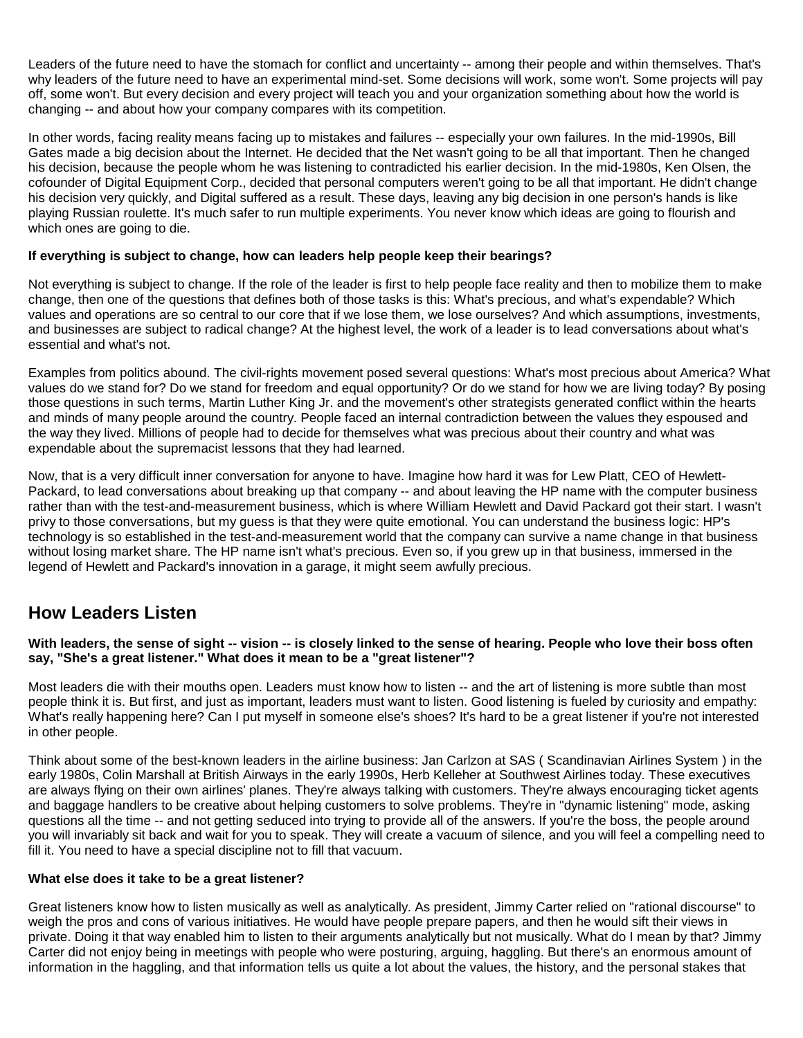Leaders of the future need to have the stomach for conflict and uncertainty -- among their people and within themselves. That's why leaders of the future need to have an experimental mind-set. Some decisions will work, some won't. Some projects will pay off, some won't. But every decision and every project will teach you and your organization something about how the world is changing -- and about how your company compares with its competition.

In other words, facing reality means facing up to mistakes and failures -- especially your own failures. In the mid-1990s, Bill Gates made a big decision about the Internet. He decided that the Net wasn't going to be all that important. Then he changed his decision, because the people whom he was listening to contradicted his earlier decision. In the mid-1980s, Ken Olsen, the cofounder of Digital Equipment Corp., decided that personal computers weren't going to be all that important. He didn't change his decision very quickly, and Digital suffered as a result. These days, leaving any big decision in one person's hands is like playing Russian roulette. It's much safer to run multiple experiments. You never know which ideas are going to flourish and which ones are going to die.

**If everything is subject to change, how can leaders help people keep their bearings?**

Not everything is subject to change. If the role of the leader is first to help people face reality and then to mobilize them to make change, then one of the questions that defines both of those tasks is this: What's precious, and what's expendable? Which values and operations are so central to our core that if we lose them, we lose ourselves? And which assumptions, investments, and businesses are subject to radical change? At the highest level, the work of a leader is to lead conversations about what's essential and what's not.

Examples from politics abound. The civil-rights movement posed several questions: What's most precious about America? What values do we stand for? Do we stand for freedom and equal opportunity? Or do we stand for how we are living today? By posing those questions in such terms, Martin Luther King Jr. and the movement's other strategists generated conflict within the hearts and minds of many people around the country. People faced an internal contradiction between the values they espoused and the way they lived. Millions of people had to decide for themselves what was precious about their country and what was expendable about the supremacist lessons that they had learned.

Now, that is a very difficult inner conversation for anyone to have. Imagine how hard it was for Lew Platt, CEO of Hewlett-Packard, to lead conversations about breaking up that company -- and about leaving the HP name with the computer business rather than with the test-and-measurement business, which is where William Hewlett and David Packard got their start. I wasn't privy to those conversations, but my guess is that they were quite emotional. You can understand the business logic: HP's technology is so established in the test-and-measurement world that the company can survive a name change in that business without losing market share. The HP name isn't what's precious. Even so, if you grew up in that business, immersed in the legend of Hewlett and Packard's innovation in a garage, it might seem awfully precious.

## How Leaders Listen

**With leaders, the sense of sight -- vision -- is closely linked to the sense of hearing. People who love their boss often say, "She's a great listener." What does it mean to be a "great listener"?**

Most leaders die with their mouths open. Leaders must know how to listen -- and the art of listening is more subtle than most people think it is. But first, and just as important, leaders must want to listen. Good listening is fueled by curiosity and empathy: What's really happening here? Can I put myself in someone else's shoes? It's hard to be a great listener if you're not interested in other people.

Think about some of the best-known leaders in the airline business: Jan Carlzon at SAS ( Scandinavian Airlines System ) in the early 1980s, Colin Marshall at British Airways in the early 1990s, Herb Kelleher at Southwest Airlines today. These executives are always flying on their own airlines' planes. They're always talking with customers. They're always encouraging ticket agents and baggage handlers to be creative about helping customers to solve problems. They're in "dynamic listening" mode, asking questions all the time -- and not getting seduced into trying to provide all of the answers. If you're the boss, the people around you will invariably sit back and wait for you to speak. They will create a vacuum of silence, and you will feel a compelling need to fill it. You need to have a special discipline not to fill that vacuum.

**What else does it take to be a great listener?**

Great listeners know how to listen musically as well as analytically. As president, Jimmy Carter relied on "rational discourse" to weigh the pros and cons of various initiatives. He would have people prepare papers, and then he would sift their views in private. Doing it that way enabled him to listen to their arguments analytically but not musically. What do I mean by that? Jimmy Carter did not enjoy being in meetings with people who were posturing, arguing, haggling. But there's an enormous amount of information in the haggling, and that information tells us quite a lot about the values, the history, and the personal stakes that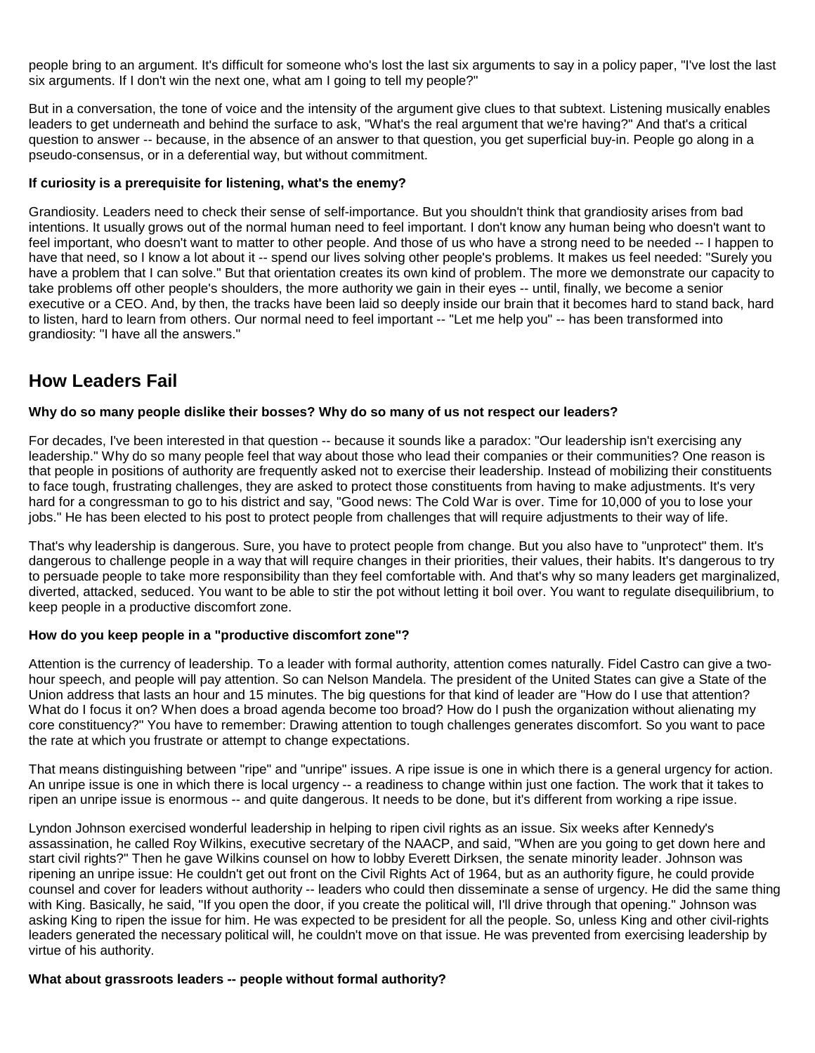people bring to an argument. It's difficult for someone who's lost the last six arguments to say in a policy paper, "I've lost the last six arguments. If I don't win the next one, what am I going to tell my people?"

But in a conversation, the tone of voice and the intensity of the argument give clues to that subtext. Listening musically enables leaders to get underneath and behind the surface to ask, "What's the real argument that we're having?" And that's a critical question to answer -- because, in the absence of an answer to that question, you get superficial buy-in. People go along in a pseudo-consensus, or in a deferential way, but without commitment.

**If curiosity is a prerequisite for listening, what's the enemy?**

Grandiosity. Leaders need to check their sense of self-importance. But you shouldn't think that grandiosity arises from bad intentions. It usually grows out of the normal human need to feel important. I don't know any human being who doesn't want to feel important, who doesn't want to matter to other people. And those of us who have a strong need to be needed -- I happen to have that need, so I know a lot about it -- spend our lives solving other people's problems. It makes us feel needed: "Surely you have a problem that I can solve." But that orientation creates its own kind of problem. The more we demonstrate our capacity to take problems off other people's shoulders, the more authority we gain in their eyes -- until, finally, we become a senior executive or a CEO. And, by then, the tracks have been laid so deeply inside our brain that it becomes hard to stand back, hard to listen, hard to learn from others. Our normal need to feel important -- "Let me help you" -- has been transformed into grandiosity: "I have all the answers."

## How Leaders Fail

**Why do so many people dislike their bosses? Why do so many of us not respect our leaders?**

For decades, I've been interested in that question -- because it sounds like a paradox: "Our leadership isn't exercising any leadership." Why do so many people feel that way about those who lead their companies or their communities? One reason is that people in positions of authority are frequently asked not to exercise their leadership. Instead of mobilizing their constituents to face tough, frustrating challenges, they are asked to protect those constituents from having to make adjustments. It's very hard for a congressman to go to his district and say, "Good news: The Cold War is over. Time for 10,000 of you to lose your jobs." He has been elected to his post to protect people from challenges that will require adjustments to their way of life.

That's why leadership is dangerous. Sure, you have to protect people from change. But you also have to "unprotect" them. It's dangerous to challenge people in a way that will require changes in their priorities, their values, their habits. It's dangerous to try to persuade people to take more responsibility than they feel comfortable with. And that's why so many leaders get marginalized, diverted, attacked, seduced. You want to be able to stir the pot without letting it boil over. You want to regulate disequilibrium, to keep people in a productive discomfort zone.

**How do you keep people in a "productive discomfort zone"?**

Attention is the currency of leadership. To a leader with formal authority, attention comes naturally. Fidel Castro can give a two-hour speech, and people will pay attention. So can Nelson Mandela. The president of the United States can give a State of the Union address that lasts an hour and 15 minutes. The big questions for that kind of leader are "How do I use that attention? What do I focus it on? When does a broad agenda become too broad? How do I push the organization without alienating my core constituency?" You have to remember: Drawing attention to tough challenges generates discomfort. So you want to pace the rate at which you frustrate or attempt to change expectations.

That means distinguishing between "ripe" and "unripe" issues. A ripe issue is one in which there is a general urgency for action. An unripe issue is one in which there is local urgency -- a readiness to change within just one faction. The work that it takes to ripen an unripe issue is enormous -- and quite dangerous. It needs to be done, but it's different from working a ripe issue.

Lyndon Johnson exercised wonderful leadership in helping to ripen civil rights as an issue. Six weeks after Kennedy's assassination, he called Roy Wilkins, executive secretary of the NAACP, and said, "When are you going to get down here and start civil rights?" Then he gave Wilkins counsel on how to lobby Everett Dirksen, the senate minority leader. Johnson was ripening an unripe issue: He couldn't get out front on the Civil Rights Act of 1964, but as an authority figure, he could provide counsel and cover for leaders without authority -- leaders who could then disseminate a sense of urgency. He did the same thing with King. Basically, he said, "If you open the door, if you create the political will, I'll drive through that opening." Johnson was asking King to ripen the issue for him. He was expected to be president for all the people. So, unless King and other civil-rights leaders generated the necessary political will, he couldn't move on that issue. He was prevented from exercising leadership by virtue of his authority.

**What about grassroots leaders -- people without formal authority?**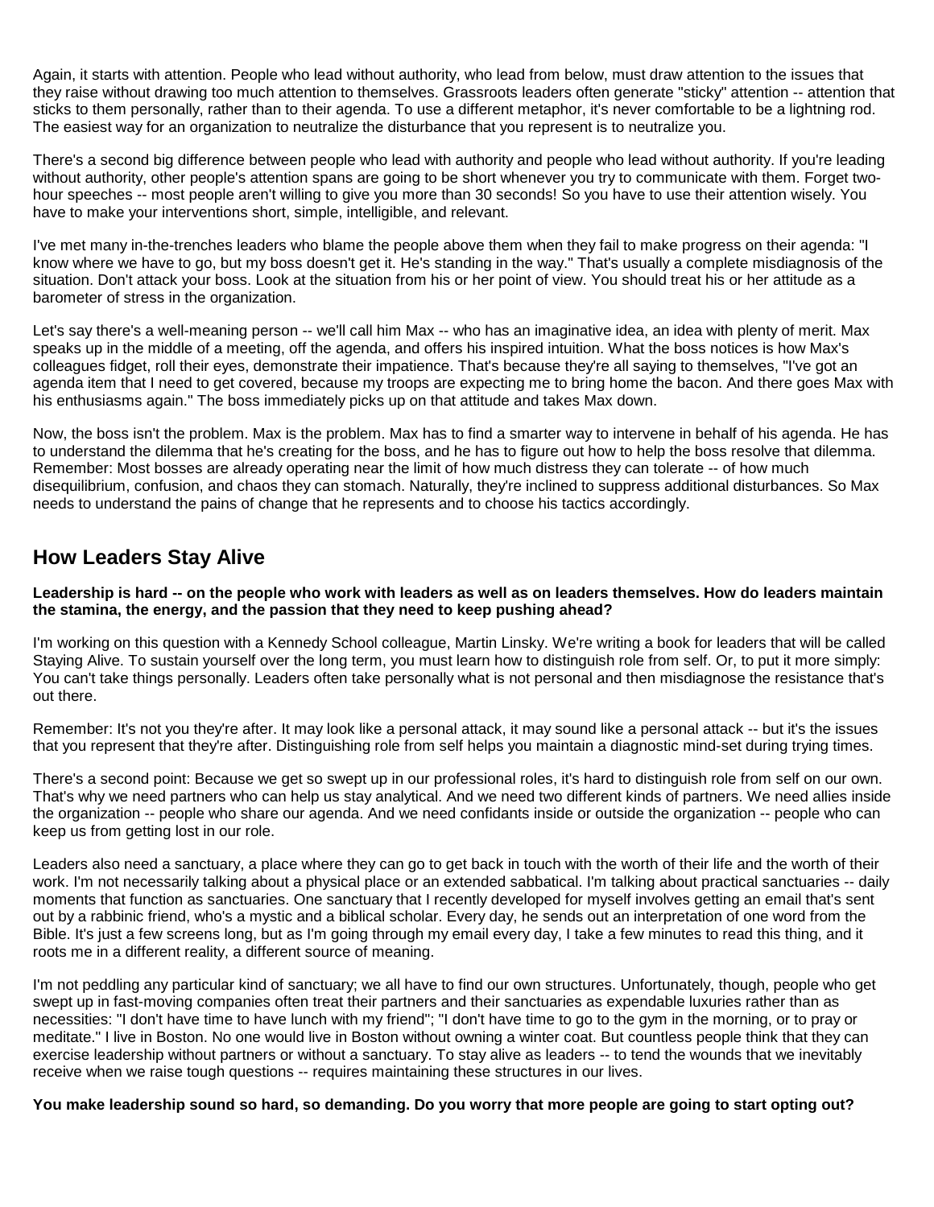Again, it starts with attention. People who lead without authority, who lead from below, must draw attention to the issues that they raise without drawing too much attention to themselves. Grassroots leaders often generate "sticky" attention -- attention that sticks to them personally, rather than to their agenda. To use a different metaphor, it's never comfortable to be a lightning rod. The easiest way for an organization to neutralize the disturbance that you represent is to neutralize you.

There's a second big difference between people who lead with authority and people who lead without authority. If you're leading without authority, other people's attention spans are going to be short whenever you try to communicate with them. Forget two-hour speeches -- most people aren't willing to give you more than 30 seconds! So you have to use their attention wisely. You have to make your interventions short, simple, intelligible, and relevant.

I've met many in-the-trenches leaders who blame the people above them when they fail to make progress on their agenda: "I know where we have to go, but my boss doesn't get it. He's standing in the way." That's usually a complete misdiagnosis of the situation. Don't attack your boss. Look at the situation from his or her point of view. You should treat his or her attitude as a barometer of stress in the organization.

Let's say there's a well-meaning person -- we'll call him Max -- who has an imaginative idea, an idea with plenty of merit. Max speaks up in the middle of a meeting, off the agenda, and offers his inspired intuition. What the boss notices is how Max's colleagues fidget, roll their eyes, demonstrate their impatience. That's because they're all saying to themselves, "I've got an agenda item that I need to get covered, because my troops are expecting me to bring home the bacon. And there goes Max with his enthusiasms again." The boss immediately picks up on that attitude and takes Max down.

Now, the boss isn't the problem. Max is the problem. Max has to find a smarter way to intervene in behalf of his agenda. He has to understand the dilemma that he's creating for the boss, and he has to figure out how to help the boss resolve that dilemma. Remember: Most bosses are already operating near the limit of how much distress they can tolerate -- of how much disequilibrium, confusion, and chaos they can stomach. Naturally, they're inclined to suppress additional disturbances. So Max needs to understand the pains of change that he represents and to choose his tactics accordingly.

## How Leaders Stay Alive

**Leadership is hard -- on the people who work with leaders as well as on leaders themselves. How do leaders maintain the stamina, the energy, and the passion that they need to keep pushing ahead?**

I'm working on this question with a Kennedy School colleague, Martin Linsky. We're writing a book for leaders that will be called Staying Alive. To sustain yourself over the long term, you must learn how to distinguish role from self. Or, to put it more simply: You can't take things personally. Leaders often take personally what is not personal and then misdiagnose the resistance that's out there.

Remember: It's not you they're after. It may look like a personal attack, it may sound like a personal attack -- but it's the issues that you represent that they're after. Distinguishing role from self helps you maintain a diagnostic mind-set during trying times.

There's a second point: Because we get so swept up in our professional roles, it's hard to distinguish role from self on our own. That's why we need partners who can help us stay analytical. And we need two different kinds of partners. We need allies inside the organization -- people who share our agenda. And we need confidants inside or outside the organization -- people who can keep us from getting lost in our role.

Leaders also need a sanctuary, a place where they can go to get back in touch with the worth of their life and the worth of their work. I'm not necessarily talking about a physical place or an extended sabbatical. I'm talking about practical sanctuaries -- daily moments that function as sanctuaries. One sanctuary that I recently developed for myself involves getting an email that's sent out by a rabbinic friend, who's a mystic and a biblical scholar. Every day, he sends out an interpretation of one word from the Bible. It's just a few screens long, but as I'm going through my email every day, I take a few minutes to read this thing, and it roots me in a different reality, a different source of meaning.

I'm not peddling any particular kind of sanctuary; we all have to find our own structures. Unfortunately, though, people who get swept up in fast-moving companies often treat their partners and their sanctuaries as expendable luxuries rather than as necessities: "I don't have time to have lunch with my friend"; "I don't have time to go to the gym in the morning, or to pray or meditate." I live in Boston. No one would live in Boston without owning a winter coat. But countless people think that they can exercise leadership without partners or without a sanctuary. To stay alive as leaders -- to tend the wounds that we inevitably receive when we raise tough questions -- requires maintaining these structures in our lives.

**You make leadership sound so hard, so demanding. Do you worry that more people are going to start opting out?**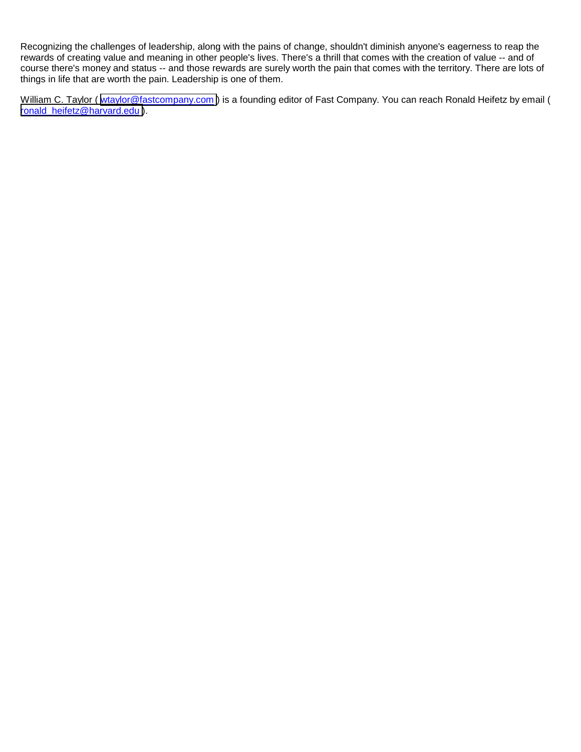Recognizing the challenges of leadership, along with the pains of change, shouldn't diminish anyone's eagerness to reap the rewards of creating value and meaning in other people's lives. There's a thrill that comes with the creation of value -- and of course there's money and status -- and those rewards are surely worth the pain that comes with the territory. There are lots of things in life that are worth the pain. Leadership is one of them.

William C. Taylor ( wtaylor@fastcompany.com ) is a founding editor of Fast Company. You can reach Ronald Heifetz by email ( ronald_heifetz@harvard.edu ).